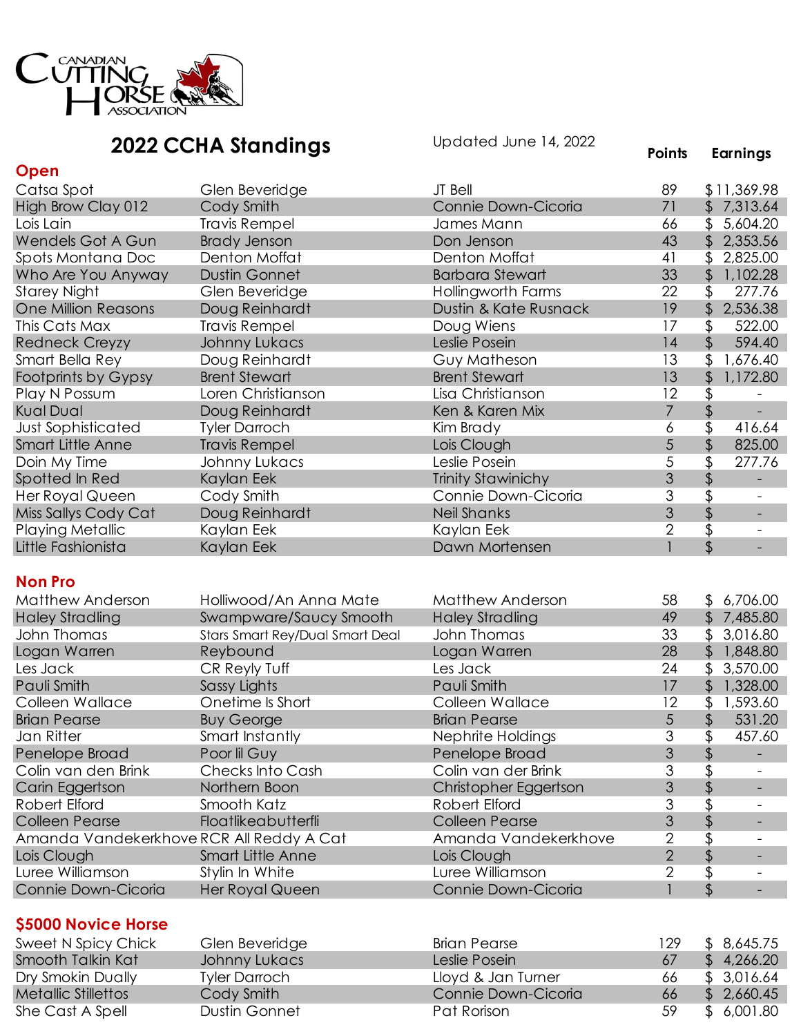CANADIAN CUTTING HORSE ASSOCIATION

# 2022 CCHA Standings

Updated June 14, 2022

## Open

| | | | Points | Earnings |
|---|---|---|---|---|
| Catsa Spot | Glen Beveridge | JT Bell | 89 | $11,369.98 |
| High Brow Clay 012 | Cody Smith | Connie Down-Cicoria | 71 | $ 7,313.64 |
| Lois Lain | Travis Rempel | James Mann | 66 | $ 5,604.20 |
| Wendels Got A Gun | Brady Jenson | Don Jenson | 43 | $ 2,353.56 |
| Spots Montana Doc | Denton Moffat | Denton Moffat | 41 | $ 2,825.00 |
| Who Are You Anyway | Dustin Gonnet | Barbara Stewart | 33 | $ 1,102.28 |
| Starey Night | Glen Beveridge | Hollingworth Farms | 22 | $ 277.76 |
| One Million Reasons | Doug Reinhardt | Dustin & Kate Rusnack | 19 | $ 2,536.38 |
| This Cats Max | Travis Rempel | Doug Wiens | 17 | $ 522.00 |
| Redneck Creyzy | Johnny Lukacs | Leslie Posein | 14 | $ 594.40 |
| Smart Bella Rey | Doug Reinhardt | Guy Matheson | 13 | $ 1,676.40 |
| Footprints by Gypsy | Brent Stewart | Brent Stewart | 13 | $ 1,172.80 |
| Play N Possum | Loren Christianson | Lisa Christianson | 12 | $ - |
| Kual Dual | Doug Reinhardt | Ken & Karen Mix | 7 | $ - |
| Just Sophisticated | Tyler Darroch | Kim Brady | 6 | $ 416.64 |
| Smart Little Anne | Travis Rempel | Lois Clough | 5 | $ 825.00 |
| Doin My Time | Johnny Lukacs | Leslie Posein | 5 | $ 277.76 |
| Spotted In Red | Kaylan Eek | Trinity Stawinichy | 3 | $ - |
| Her Royal Queen | Cody Smith | Connie Down-Cicoria | 3 | $ - |
| Miss Sallys Cody Cat | Doug Reinhardt | Neil Shanks | 3 | $ - |
| Playing Metallic | Kaylan Eek | Kaylan Eek | 2 | $ - |
| Little Fashionista | Kaylan Eek | Dawn Mortensen | 1 | $ - |

## Non Pro

| | | | Points | Earnings |
|---|---|---|---|---|
| Matthew Anderson | Holliwood/An Anna Mate | Matthew Anderson | 58 | $ 6,706.00 |
| Haley Stradling | Swampware/Saucy Smooth | Haley Stradling | 49 | $ 7,485.80 |
| John Thomas | Stars Smart Rey/Dual Smart Deal | John Thomas | 33 | $ 3,016.80 |
| Logan Warren | Reybound | Logan Warren | 28 | $ 1,848.80 |
| Les Jack | CR Reyly Tuff | Les Jack | 24 | $ 3,570.00 |
| Pauli Smith | Sassy Lights | Pauli Smith | 17 | $ 1,328.00 |
| Colleen Wallace | Onetime Is Short | Colleen Wallace | 12 | $ 1,593.60 |
| Brian Pearse | Buy George | Brian Pearse | 5 | $ 531.20 |
| Jan Ritter | Smart Instantly | Nephrite Holdings | 3 | $ 457.60 |
| Penelope Broad | Poor lil Guy | Penelope Broad | 3 | $ - |
| Colin van den Brink | Checks Into Cash | Colin van der Brink | 3 | $ - |
| Carin Eggertson | Northern Boon | Christopher Eggertson | 3 | $ - |
| Robert Elford | Smooth Katz | Robert Elford | 3 | $ - |
| Colleen Pearse | Floatlikeabutterfli | Colleen Pearse | 3 | $ - |
| Amanda Vandekerkhove | RCR All Reddy A Cat | Amanda Vandekerkhove | 2 | $ - |
| Lois Clough | Smart Little Anne | Lois Clough | 2 | $ - |
| Luree Williamson | Stylin In White | Luree Williamson | 2 | $ - |
| Connie Down-Cicoria | Her Royal Queen | Connie Down-Cicoria | 1 | $ - |

## $5000 Novice Horse

| | | | Points | Earnings |
|---|---|---|---|---|
| Sweet N Spicy Chick | Glen Beveridge | Brian Pearse | 129 | $ 8,645.75 |
| Smooth Talkin Kat | Johnny Lukacs | Leslie Posein | 67 | $ 4,266.20 |
| Dry Smokin Dually | Tyler Darroch | Lloyd & Jan Turner | 66 | $ 3,016.64 |
| Metallic Stillettos | Cody Smith | Connie Down-Cicoria | 66 | $ 2,660.45 |
| She Cast A Spell | Dustin Gonnet | Pat Rorison | 59 | $ 6,001.80 |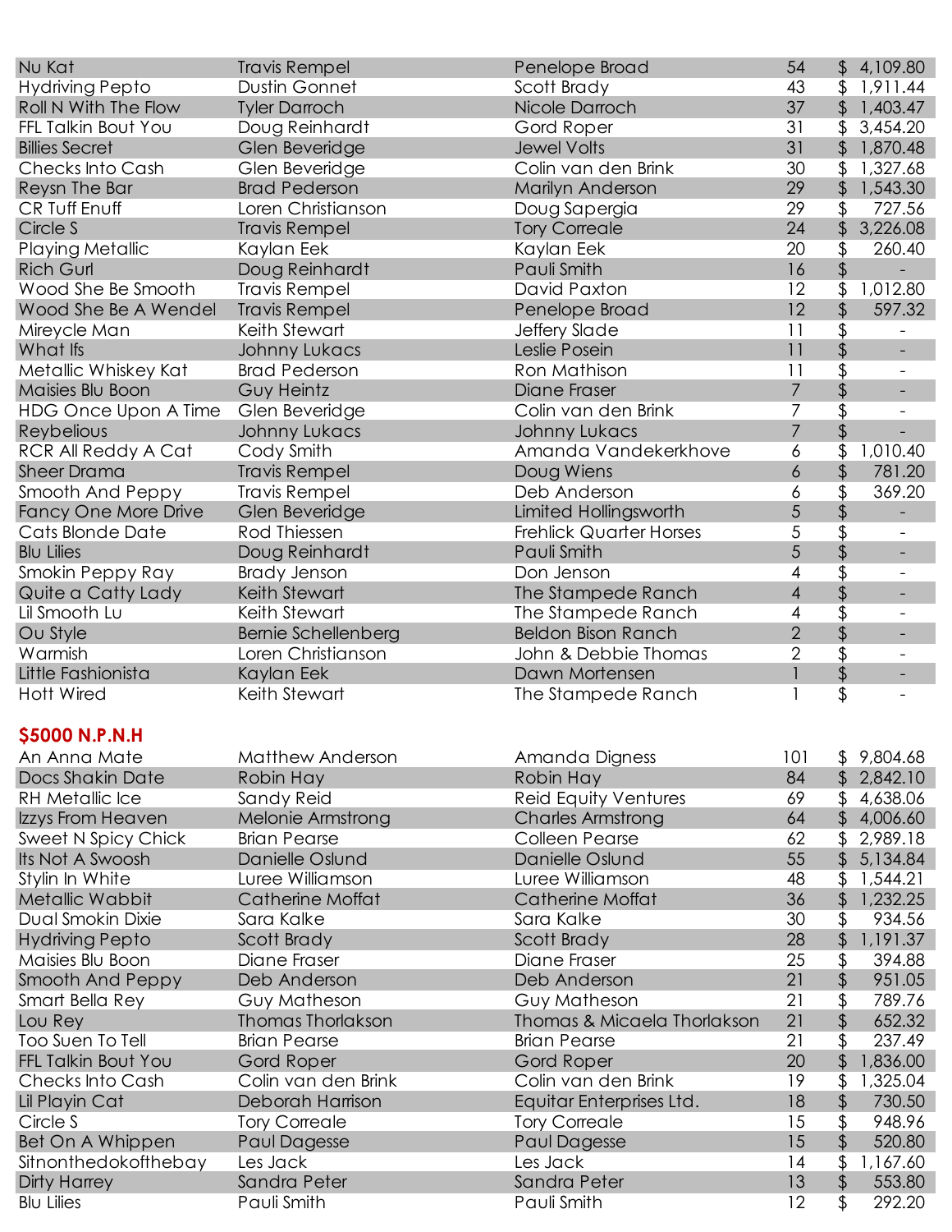| | | | | |
|---|---|---|---|---|
| Nu Kat | Travis Rempel | Penelope Broad | 54 | $ 4,109.80 |
| Hydriving Pepto | Dustin Gonnet | Scott Brady | 43 | $ 1,911.44 |
| Roll N With The Flow | Tyler Darroch | Nicole Darroch | 37 | $ 1,403.47 |
| FFL Talkin Bout You | Doug Reinhardt | Gord Roper | 31 | $ 3,454.20 |
| Billies Secret | Glen Beveridge | Jewel Volts | 31 | $ 1,870.48 |
| Checks Into Cash | Glen Beveridge | Colin van den Brink | 30 | $ 1,327.68 |
| Reysn The Bar | Brad Pederson | Marilyn Anderson | 29 | $ 1,543.30 |
| CR Tuff Enuff | Loren Christianson | Doug Sapergia | 29 | $ 727.56 |
| Circle S | Travis Rempel | Tory Correale | 24 | $ 3,226.08 |
| Playing Metallic | Kaylan Eek | Kaylan Eek | 20 | $ 260.40 |
| Rich Gurl | Doug Reinhardt | Pauli Smith | 16 | $ - |
| Wood She Be Smooth | Travis Rempel | David Paxton | 12 | $ 1,012.80 |
| Wood She Be A Wendel | Travis Rempel | Penelope Broad | 12 | $ 597.32 |
| Mireycle Man | Keith Stewart | Jeffery Slade | 11 | $ - |
| What Ifs | Johnny Lukacs | Leslie Posein | 11 | $ - |
| Metallic Whiskey Kat | Brad Pederson | Ron Mathison | 11 | $ - |
| Maisies Blu Boon | Guy Heintz | Diane Fraser | 7 | $ - |
| HDG Once Upon A Time | Glen Beveridge | Colin van den Brink | 7 | $ - |
| Reybelious | Johnny Lukacs | Johnny Lukacs | 7 | $ - |
| RCR All Reddy A Cat | Cody Smith | Amanda Vandekerkhove | 6 | $ 1,010.40 |
| Sheer Drama | Travis Rempel | Doug Wiens | 6 | $ 781.20 |
| Smooth And Peppy | Travis Rempel | Deb Anderson | 6 | $ 369.20 |
| Fancy One More Drive | Glen Beveridge | Limited Hollingsworth | 5 | $ - |
| Cats Blonde Date | Rod Thiessen | Frehlick Quarter Horses | 5 | $ - |
| Blu Lilies | Doug Reinhardt | Pauli Smith | 5 | $ - |
| Smokin Peppy Ray | Brady Jenson | Don Jenson | 4 | $ - |
| Quite a Catty Lady | Keith Stewart | The Stampede Ranch | 4 | $ - |
| Lil Smooth Lu | Keith Stewart | The Stampede Ranch | 4 | $ - |
| Ou Style | Bernie Schellenberg | Beldon Bison Ranch | 2 | $ - |
| Warmish | Loren Christianson | John & Debbie Thomas | 2 | $ - |
| Little Fashionista | Kaylan Eek | Dawn Mortensen | 1 | $ - |
| Hott Wired | Keith Stewart | The Stampede Ranch | 1 | $ - |

## $5000 N.P.N.H

| | | | | |
|---|---|---|---|---|
| An Anna Mate | Matthew Anderson | Amanda Digness | 101 | $ 9,804.68 |
| Docs Shakin Date | Robin Hay | Robin Hay | 84 | $ 2,842.10 |
| RH Metallic Ice | Sandy Reid | Reid Equity Ventures | 69 | $ 4,638.06 |
| Izzys From Heaven | Melonie Armstrong | Charles Armstrong | 64 | $ 4,006.60 |
| Sweet N Spicy Chick | Brian Pearse | Colleen Pearse | 62 | $ 2,989.18 |
| Its Not A Swoosh | Danielle Oslund | Danielle Oslund | 55 | $ 5,134.84 |
| Stylin In White | Luree Williamson | Luree Williamson | 48 | $ 1,544.21 |
| Metallic Wabbit | Catherine Moffat | Catherine Moffat | 36 | $ 1,232.25 |
| Dual Smokin Dixie | Sara Kalke | Sara Kalke | 30 | $ 934.56 |
| Hydriving Pepto | Scott Brady | Scott Brady | 28 | $ 1,191.37 |
| Maisies Blu Boon | Diane Fraser | Diane Fraser | 25 | $ 394.88 |
| Smooth And Peppy | Deb Anderson | Deb Anderson | 21 | $ 951.05 |
| Smart Bella Rey | Guy Matheson | Guy Matheson | 21 | $ 789.76 |
| Lou Rey | Thomas Thorlakson | Thomas & Micaela Thorlakson | 21 | $ 652.32 |
| Too Suen To Tell | Brian Pearse | Brian Pearse | 21 | $ 237.49 |
| FFL Talkin Bout You | Gord Roper | Gord Roper | 20 | $ 1,836.00 |
| Checks Into Cash | Colin van den Brink | Colin van den Brink | 19 | $ 1,325.04 |
| Lil Playin Cat | Deborah Harrison | Equitar Enterprises Ltd. | 18 | $ 730.50 |
| Circle S | Tory Correale | Tory Correale | 15 | $ 948.96 |
| Bet On A Whippen | Paul Dagesse | Paul Dagesse | 15 | $ 520.80 |
| Sitnonthedokofthebay | Les Jack | Les Jack | 14 | $ 1,167.60 |
| Dirty Harrey | Sandra Peter | Sandra Peter | 13 | $ 553.80 |
| Blu Lilies | Pauli Smith | Pauli Smith | 12 | $ 292.20 |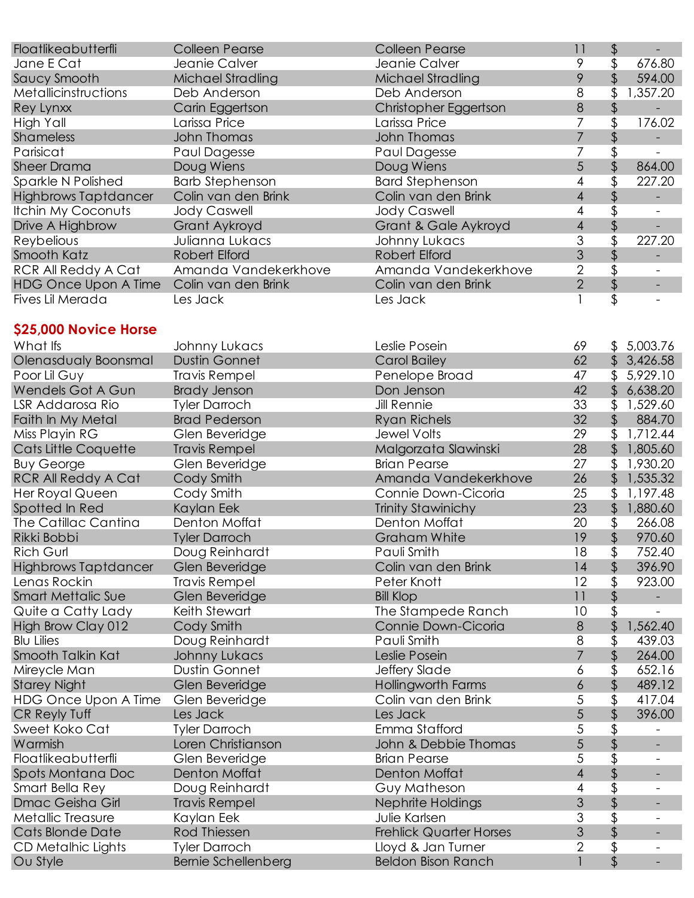| | | | | |
|---|---|---|---|---|
| Floatlikeabutterfli | Colleen Pearse | Colleen Pearse | 11 | $ - |
| Jane E Cat | Jeanie Calver | Jeanie Calver | 9 | $ 676.80 |
| Saucy Smooth | Michael Stradling | Michael Stradling | 9 | $ 594.00 |
| Metallicinstructions | Deb Anderson | Deb Anderson | 8 | $ 1,357.20 |
| Rey Lynxx | Carin Eggertson | Christopher Eggertson | 8 | $ - |
| High Yall | Larissa Price | Larissa Price | 7 | $ 176.02 |
| Shameless | John Thomas | John Thomas | 7 | $ - |
| Parisicat | Paul Dagesse | Paul Dagesse | 7 | $ - |
| Sheer Drama | Doug Wiens | Doug Wiens | 5 | $ 864.00 |
| Sparkle N Polished | Barb Stephenson | Bard Stephenson | 4 | $ 227.20 |
| Highbrows Taptdancer | Colin van den Brink | Colin van den Brink | 4 | $ - |
| Itchin My Coconuts | Jody Caswell | Jody Caswell | 4 | $ - |
| Drive A Highbrow | Grant Aykroyd | Grant & Gale Aykroyd | 4 | $ - |
| Reybelious | Julianna Lukacs | Johnny Lukacs | 3 | $ 227.20 |
| Smooth Katz | Robert Elford | Robert Elford | 3 | $ - |
| RCR All Reddy A Cat | Amanda Vandekerkhove | Amanda Vandekerkhove | 2 | $ - |
| HDG Once Upon A Time | Colin van den Brink | Colin van den Brink | 2 | $ - |
| Fives Lil Merada | Les Jack | Les Jack | 1 | $ - |

## $25,000 Novice Horse

| | | | | |
|---|---|---|---|---|
| What Ifs | Johnny Lukacs | Leslie Posein | 69 | $ 5,003.76 |
| Olenasdualy Boonsmal | Dustin Gonnet | Carol Bailey | 62 | $ 3,426.58 |
| Poor Lil Guy | Travis Rempel | Penelope Broad | 47 | $ 5,929.10 |
| Wendels Got A Gun | Brady Jenson | Don Jenson | 42 | $ 6,638.20 |
| LSR Addarosa Rio | Tyler Darroch | Jill Rennie | 33 | $ 1,529.60 |
| Faith In My Metal | Brad Pederson | Ryan Richels | 32 | $ 884.70 |
| Miss Playin RG | Glen Beveridge | Jewel Volts | 29 | $ 1,712.44 |
| Cats Little Coquette | Travis Rempel | Malgorzata Slawinski | 28 | $ 1,805.60 |
| Buy George | Glen Beveridge | Brian Pearse | 27 | $ 1,930.20 |
| RCR All Reddy A Cat | Cody Smith | Amanda Vandekerkhove | 26 | $ 1,535.32 |
| Her Royal Queen | Cody Smith | Connie Down-Cicoria | 25 | $ 1,197.48 |
| Spotted In Red | Kaylan Eek | Trinity Stawinichy | 23 | $ 1,880.60 |
| The Catillac Cantina | Denton Moffat | Denton Moffat | 20 | $ 266.08 |
| Rikki Bobbi | Tyler Darroch | Graham White | 19 | $ 970.60 |
| Rich Gurl | Doug Reinhardt | Pauli Smith | 18 | $ 752.40 |
| Highbrows Taptdancer | Glen Beveridge | Colin van den Brink | 14 | $ 396.90 |
| Lenas Rockin | Travis Rempel | Peter Knott | 12 | $ 923.00 |
| Smart Mettalic Sue | Glen Beveridge | Bill Klop | 11 | $ - |
| Quite a Catty Lady | Keith Stewart | The Stampede Ranch | 10 | $ - |
| High Brow Clay 012 | Cody Smith | Connie Down-Cicoria | 8 | $ 1,562.40 |
| Blu Lilies | Doug Reinhardt | Pauli Smith | 8 | $ 439.03 |
| Smooth Talkin Kat | Johnny Lukacs | Leslie Posein | 7 | $ 264.00 |
| Mireycle Man | Dustin Gonnet | Jeffery Slade | 6 | $ 652.16 |
| Starey Night | Glen Beveridge | Hollingworth Farms | 6 | $ 489.12 |
| HDG Once Upon A Time | Glen Beveridge | Colin van den Brink | 5 | $ 417.04 |
| CR Reyly Tuff | Les Jack | Les Jack | 5 | $ 396.00 |
| Sweet Koko Cat | Tyler Darroch | Emma Stafford | 5 | $ - |
| Warmish | Loren Christianson | John & Debbie Thomas | 5 | $ - |
| Floatlikeabutterfli | Glen Beveridge | Brian Pearse | 5 | $ - |
| Spots Montana Doc | Denton Moffat | Denton Moffat | 4 | $ - |
| Smart Bella Rey | Doug Reinhardt | Guy Matheson | 4 | $ - |
| Dmac Geisha Girl | Travis Rempel | Nephrite Holdings | 3 | $ - |
| Metallic Treasure | Kaylan Eek | Julie Karlsen | 3 | $ - |
| Cats Blonde Date | Rod Thiessen | Frehlick Quarter Horses | 3 | $ - |
| CD Metalhic Lights | Tyler Darroch | Lloyd & Jan Turner | 2 | $ - |
| Ou Style | Bernie Schellenberg | Beldon Bison Ranch | 1 | $ - |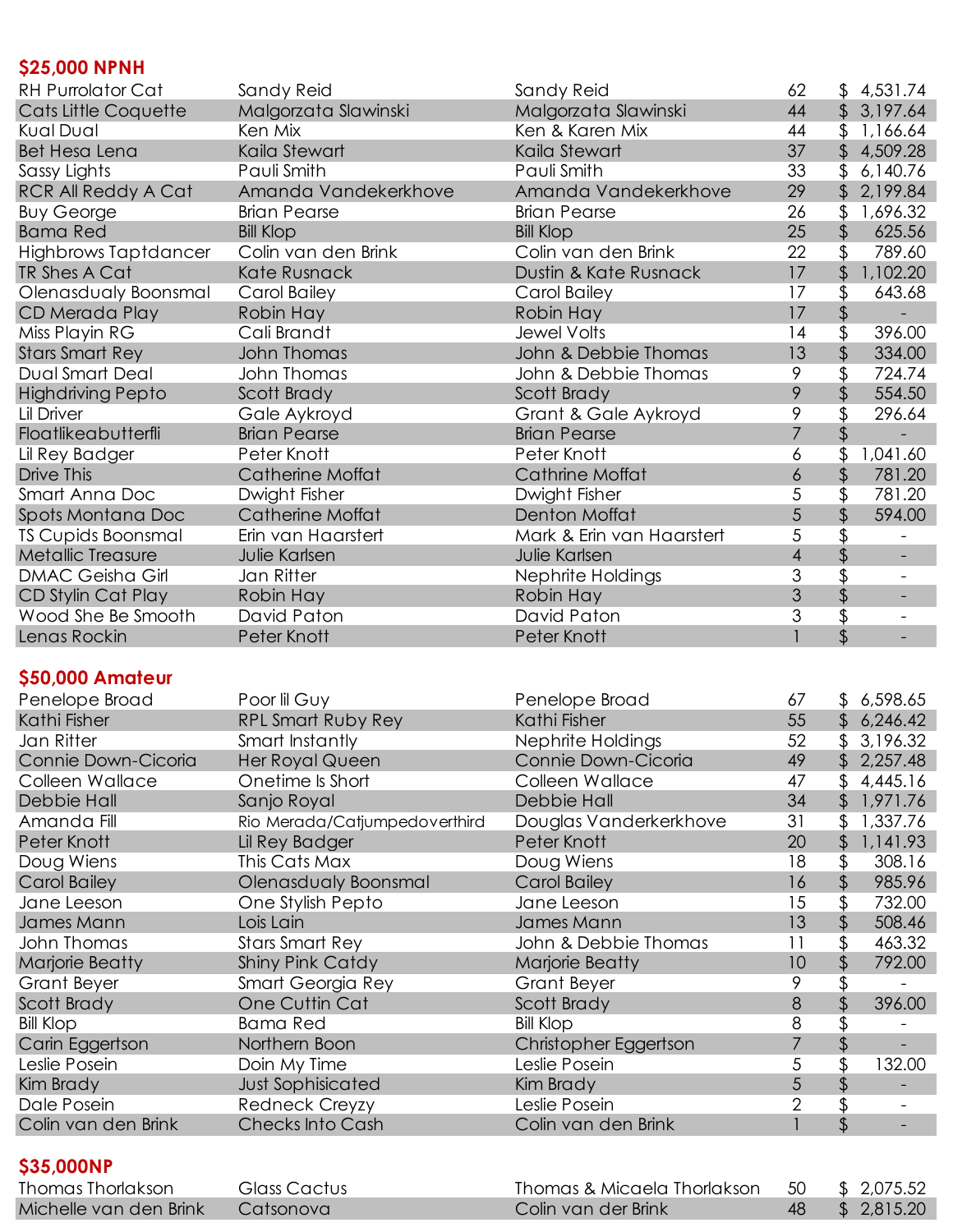## $25,000 NPNH

| | | | | |
|---|---|---|---|---|
| RH Purrolator Cat | Sandy Reid | Sandy Reid | 62 | $ 4,531.74 |
| Cats Little Coquette | Malgorzata Slawinski | Malgorzata Slawinski | 44 | $ 3,197.64 |
| Kual Dual | Ken Mix | Ken & Karen Mix | 44 | $ 1,166.64 |
| Bet Hesa Lena | Kaila Stewart | Kaila Stewart | 37 | $ 4,509.28 |
| Sassy Lights | Pauli Smith | Pauli Smith | 33 | $ 6,140.76 |
| RCR All Reddy A Cat | Amanda Vandekerkhove | Amanda Vandekerkhove | 29 | $ 2,199.84 |
| Buy George | Brian Pearse | Brian Pearse | 26 | $ 1,696.32 |
| Bama Red | Bill Klop | Bill Klop | 25 | $ 625.56 |
| Highbrows Taptdancer | Colin van den Brink | Colin van den Brink | 22 | $ 789.60 |
| TR Shes A Cat | Kate Rusnack | Dustin & Kate Rusnack | 17 | $ 1,102.20 |
| Olenasdualy Boonsmal | Carol Bailey | Carol Bailey | 17 | $ 643.68 |
| CD Merada Play | Robin Hay | Robin Hay | 17 | $ - |
| Miss Playin RG | Cali Brandt | Jewel Volts | 14 | $ 396.00 |
| Stars Smart Rey | John Thomas | John & Debbie Thomas | 13 | $ 334.00 |
| Dual Smart Deal | John Thomas | John & Debbie Thomas | 9 | $ 724.74 |
| Highdriving Pepto | Scott Brady | Scott Brady | 9 | $ 554.50 |
| Lil Driver | Gale Aykroyd | Grant & Gale Aykroyd | 9 | $ 296.64 |
| Floatlikeabutterfli | Brian Pearse | Brian Pearse | 7 | $ - |
| Lil Rey Badger | Peter Knott | Peter Knott | 6 | $ 1,041.60 |
| Drive This | Catherine Moffat | Cathrine Moffat | 6 | $ 781.20 |
| Smart Anna Doc | Dwight Fisher | Dwight Fisher | 5 | $ 781.20 |
| Spots Montana Doc | Catherine Moffat | Denton Moffat | 5 | $ 594.00 |
| TS Cupids Boonsmal | Erin van Haarstert | Mark & Erin van Haarstert | 5 | $ - |
| Metallic Treasure | Julie Karlsen | Julie Karlsen | 4 | $ - |
| DMAC Geisha Girl | Jan Ritter | Nephrite Holdings | 3 | $ - |
| CD Stylin Cat Play | Robin Hay | Robin Hay | 3 | $ - |
| Wood She Be Smooth | David Paton | David Paton | 3 | $ - |
| Lenas Rockin | Peter Knott | Peter Knott | 1 | $ - |

## $50,000 Amateur

| | | | | |
|---|---|---|---|---|
| Penelope Broad | Poor lil Guy | Penelope Broad | 67 | $ 6,598.65 |
| Kathi Fisher | RPL Smart Ruby Rey | Kathi Fisher | 55 | $ 6,246.42 |
| Jan Ritter | Smart Instantly | Nephrite Holdings | 52 | $ 3,196.32 |
| Connie Down-Cicoria | Her Royal Queen | Connie Down-Cicoria | 49 | $ 2,257.48 |
| Colleen Wallace | Onetime Is Short | Colleen Wallace | 47 | $ 4,445.16 |
| Debbie Hall | Sanjo Royal | Debbie Hall | 34 | $ 1,971.76 |
| Amanda Fill | Rio Merada/Catjumpedoverthird | Douglas Vanderkerkhove | 31 | $ 1,337.76 |
| Peter Knott | Lil Rey Badger | Peter Knott | 20 | $ 1,141.93 |
| Doug Wiens | This Cats Max | Doug Wiens | 18 | $ 308.16 |
| Carol Bailey | Olenasdualy Boonsmal | Carol Bailey | 16 | $ 985.96 |
| Jane Leeson | One Stylish Pepto | Jane Leeson | 15 | $ 732.00 |
| James Mann | Lois Lain | James Mann | 13 | $ 508.46 |
| John Thomas | Stars Smart Rey | John & Debbie Thomas | 11 | $ 463.32 |
| Marjorie Beatty | Shiny Pink Catdy | Marjorie Beatty | 10 | $ 792.00 |
| Grant Beyer | Smart Georgia Rey | Grant Beyer | 9 | $ - |
| Scott Brady | One Cuttin Cat | Scott Brady | 8 | $ 396.00 |
| Bill Klop | Bama Red | Bill Klop | 8 | $ - |
| Carin Eggertson | Northern Boon | Christopher Eggertson | 7 | $ - |
| Leslie Posein | Doin My Time | Leslie Posein | 5 | $ 132.00 |
| Kim Brady | Just Sophisicated | Kim Brady | 5 | $ - |
| Dale Posein | Redneck Creyzy | Leslie Posein | 2 | $ - |
| Colin van den Brink | Checks Into Cash | Colin van den Brink | 1 | $ - |

## $35,000NP

| | | | | |
|---|---|---|---|---|
| Thomas Thorlakson | Glass Cactus | Thomas & Micaela Thorlakson | 50 | $ 2,075.52 |
| Michelle van den Brink | Catsonova | Colin van der Brink | 48 | $ 2,815.20 |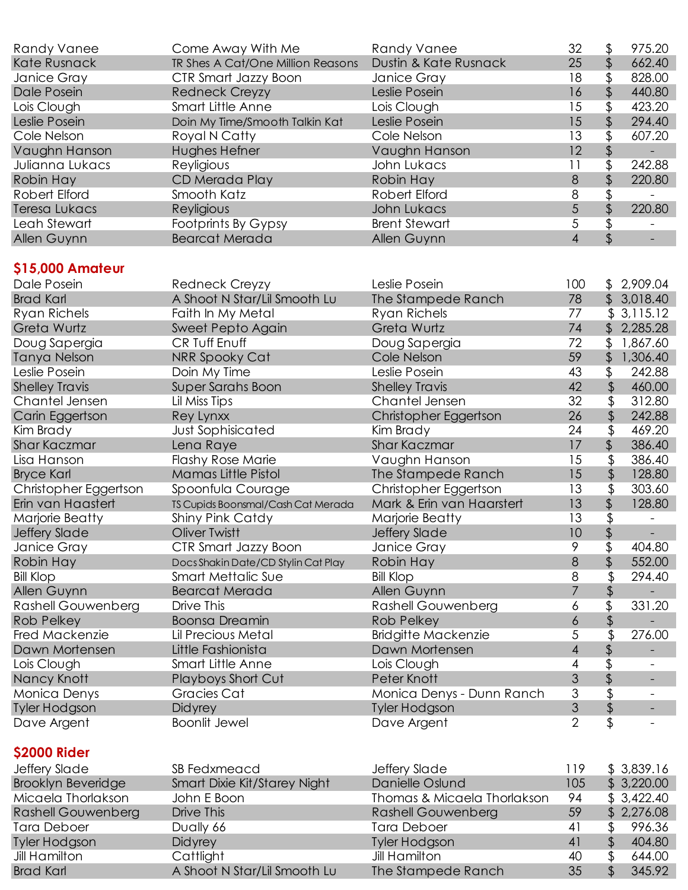| | | | | |
|---|---|---|---|---|
| Randy Vanee | Come Away With Me | Randy Vanee | 32 | $ 975.20 |
| Kate Rusnack | TR Shes A Cat/One Million Reasons | Dustin & Kate Rusnack | 25 | $ 662.40 |
| Janice Gray | CTR Smart Jazzy Boon | Janice Gray | 18 | $ 828.00 |
| Dale Posein | Redneck Creyzy | Leslie Posein | 16 | $ 440.80 |
| Lois Clough | Smart Little Anne | Lois Clough | 15 | $ 423.20 |
| Leslie Posein | Doin My Time/Smooth Talkin Kat | Leslie Posein | 15 | $ 294.40 |
| Cole Nelson | Royal N Catty | Cole Nelson | 13 | $ 607.20 |
| Vaughn Hanson | Hughes Hefner | Vaughn Hanson | 12 | $ - |
| Julianna Lukacs | Reyligious | John Lukacs | 11 | $ 242.88 |
| Robin Hay | CD Merada Play | Robin Hay | 8 | $ 220.80 |
| Robert Elford | Smooth Katz | Robert Elford | 8 | $ - |
| Teresa Lukacs | Reyligious | John Lukacs | 5 | $ 220.80 |
| Leah Stewart | Footprints By Gypsy | Brent Stewart | 5 | $ - |
| Allen Guynn | Bearcat Merada | Allen Guynn | 4 | $ - |

## $15,000 Amateur

| | | | | |
|---|---|---|---|---|
| Dale Posein | Redneck Creyzy | Leslie Posein | 100 | $ 2,909.04 |
| Brad Karl | A Shoot N Star/Lil Smooth Lu | The Stampede Ranch | 78 | $ 3,018.40 |
| Ryan Richels | Faith In My Metal | Ryan Richels | 77 | $ 3,115.12 |
| Greta Wurtz | Sweet Pepto Again | Greta Wurtz | 74 | $ 2,285.28 |
| Doug Sapergia | CR Tuff Enuff | Doug Sapergia | 72 | $ 1,867.60 |
| Tanya Nelson | NRR Spooky Cat | Cole Nelson | 59 | $ 1,306.40 |
| Leslie Posein | Doin My Time | Leslie Posein | 43 | $ 242.88 |
| Shelley Travis | Super Sarahs Boon | Shelley Travis | 42 | $ 460.00 |
| Chantel Jensen | Lil Miss Tips | Chantel Jensen | 32 | $ 312.80 |
| Carin Eggertson | Rey Lynxx | Christopher Eggertson | 26 | $ 242.88 |
| Kim Brady | Just Sophisicated | Kim Brady | 24 | $ 469.20 |
| Shar Kaczmar | Lena Raye | Shar Kaczmar | 17 | $ 386.40 |
| Lisa Hanson | Flashy Rose Marie | Vaughn Hanson | 15 | $ 386.40 |
| Bryce Karl | Mamas Little Pistol | The Stampede Ranch | 15 | $ 128.80 |
| Christopher Eggertson | Spoonfula Courage | Christopher Eggertson | 13 | $ 303.60 |
| Erin van Haastert | TS Cupids Boonsmal/Cash Cat Merada | Mark & Erin van Haarstert | 13 | $ 128.80 |
| Marjorie Beatty | Shiny Pink Catdy | Marjorie Beatty | 13 | $ - |
| Jeffery Slade | Oliver Twistt | Jeffery Slade | 10 | $ - |
| Janice Gray | CTR Smart Jazzy Boon | Janice Gray | 9 | $ 404.80 |
| Robin Hay | Docs Shakin Date/CD Stylin Cat Play | Robin Hay | 8 | $ 552.00 |
| Bill Klop | Smart Mettalic Sue | Bill Klop | 8 | $ 294.40 |
| Allen Guynn | Bearcat Merada | Allen Guynn | 7 | $ - |
| Rashell Gouwenberg | Drive This | Rashell Gouwenberg | 6 | $ 331.20 |
| Rob Pelkey | Boonsa Dreamin | Rob Pelkey | 6 | $ - |
| Fred Mackenzie | Lil Precious Metal | Bridgitte Mackenzie | 5 | $ 276.00 |
| Dawn Mortensen | Little Fashionista | Dawn Mortensen | 4 | $ - |
| Lois Clough | Smart Little Anne | Lois Clough | 4 | $ - |
| Nancy Knott | Playboys Short Cut | Peter Knott | 3 | $ - |
| Monica Denys | Gracies Cat | Monica Denys - Dunn Ranch | 3 | $ - |
| Tyler Hodgson | Didyrey | Tyler Hodgson | 3 | $ - |
| Dave Argent | Boonlit Jewel | Dave Argent | 2 | $ - |

## $2000 Rider

| | | | | |
|---|---|---|---|---|
| Jeffery Slade | SB Fedxmeacd | Jeffery Slade | 119 | $ 3,839.16 |
| Brooklyn Beveridge | Smart Dixie Kit/Starey Night | Danielle Oslund | 105 | $ 3,220.00 |
| Micaela Thorlakson | John E Boon | Thomas & Micaela Thorlakson | 94 | $ 3,422.40 |
| Rashell Gouwenberg | Drive This | Rashell Gouwenberg | 59 | $ 2,276.08 |
| Tara Deboer | Dually 66 | Tara Deboer | 41 | $ 996.36 |
| Tyler Hodgson | Didyrey | Tyler Hodgson | 41 | $ 404.80 |
| Jill Hamilton | Cattlight | Jill Hamilton | 40 | $ 644.00 |
| Brad Karl | A Shoot N Star/Lil Smooth Lu | The Stampede Ranch | 35 | $ 345.92 |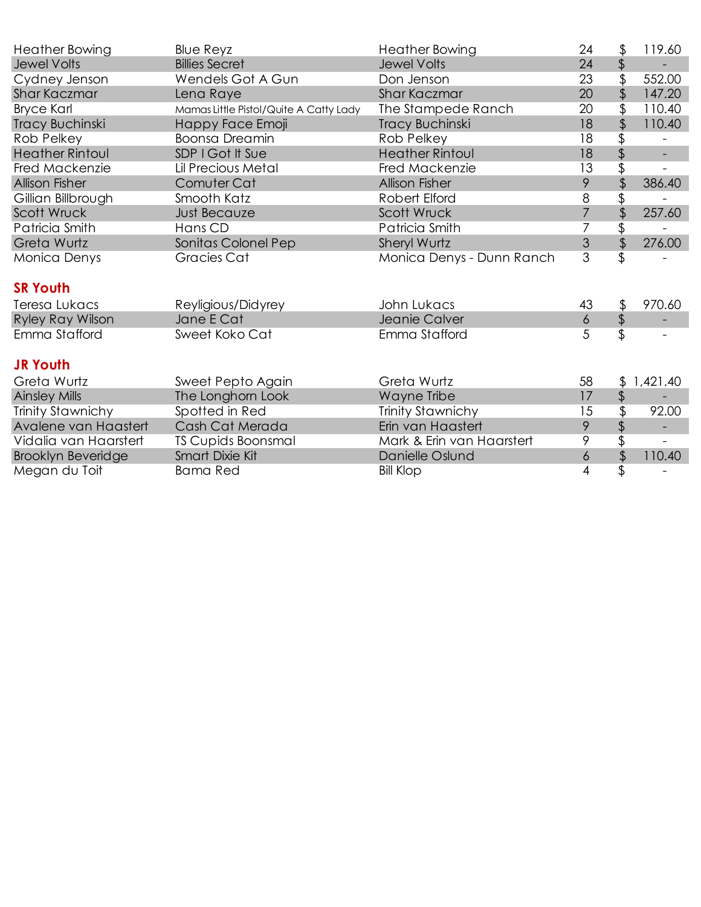| | | | | |
|---|---|---|---|---|
| Heather Bowing | Blue Reyz | Heather Bowing | 24 | $ 119.60 |
| Jewel Volts | Billies Secret | Jewel Volts | 24 | $ - |
| Cydney Jenson | Wendels Got A Gun | Don Jenson | 23 | $ 552.00 |
| Shar Kaczmar | Lena Raye | Shar Kaczmar | 20 | $ 147.20 |
| Bryce Karl | Mamas Little Pistol/Quite A Catty Lady | The Stampede Ranch | 20 | $ 110.40 |
| Tracy Buchinski | Happy Face Emoji | Tracy Buchinski | 18 | $ 110.40 |
| Rob Pelkey | Boonsa Dreamin | Rob Pelkey | 18 | $ - |
| Heather Rintoul | SDP I Got It Sue | Heather Rintoul | 18 | $ - |
| Fred Mackenzie | Lil Precious Metal | Fred Mackenzie | 13 | $ - |
| Allison Fisher | Comuter Cat | Allison Fisher | 9 | $ 386.40 |
| Gillian Billbrough | Smooth Katz | Robert Elford | 8 | $ - |
| Scott Wruck | Just Becauze | Scott Wruck | 7 | $ 257.60 |
| Patricia Smith | Hans CD | Patricia Smith | 7 | $ - |
| Greta Wurtz | Sonitas Colonel Pep | Sheryl Wurtz | 3 | $ 276.00 |
| Monica Denys | Gracies Cat | Monica Denys - Dunn Ranch | 3 | $ - |

**SR Youth**

| | | | | |
|---|---|---|---|---|
| Teresa Lukacs | Reyligious/Didyrey | John Lukacs | 43 | $ 970.60 |
| Ryley Ray Wilson | Jane E Cat | Jeanie Calver | 6 | $ - |
| Emma Stafford | Sweet Koko Cat | Emma Stafford | 5 | $ - |

**JR Youth**

| | | | | |
|---|---|---|---|---|
| Greta Wurtz | Sweet Pepto Again | Greta Wurtz | 58 | $ 1,421.40 |
| Ainsley Mills | The Longhorn Look | Wayne Tribe | 17 | $ - |
| Trinity Stawnichy | Spotted in Red | Trinity Stawnichy | 15 | $ 92.00 |
| Avalene van Haastert | Cash Cat Merada | Erin van Haastert | 9 | $ - |
| Vidalia van Haarstert | TS Cupids Boonsmal | Mark & Erin van Haarstert | 9 | $ - |
| Brooklyn Beveridge | Smart Dixie Kit | Danielle Oslund | 6 | $ 110.40 |
| Megan du Toit | Bama Red | Bill Klop | 4 | $ - |